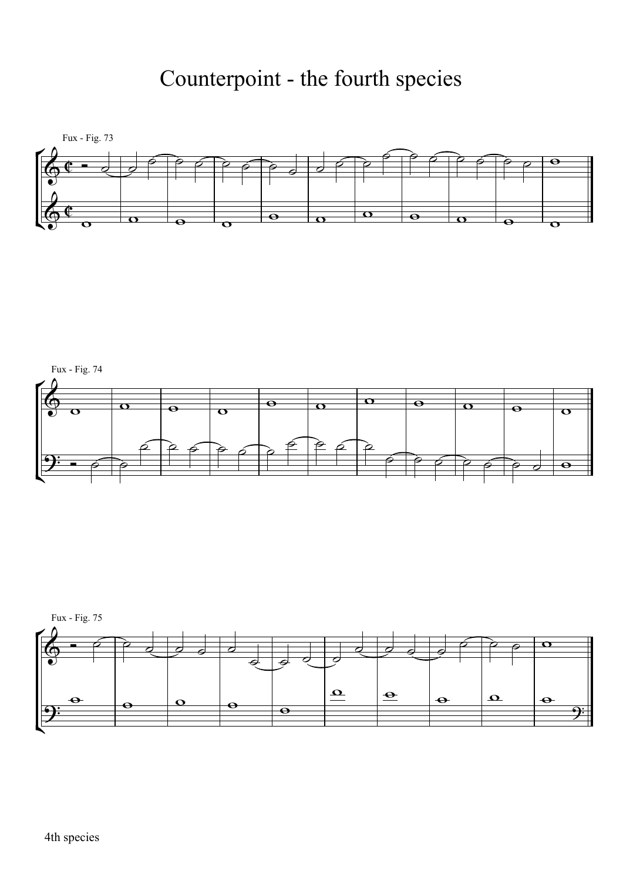# Counterpoint - the fourth species

Fux - Fig. 73

Fux - Fig. 74

Fux - Fig. 75

4th species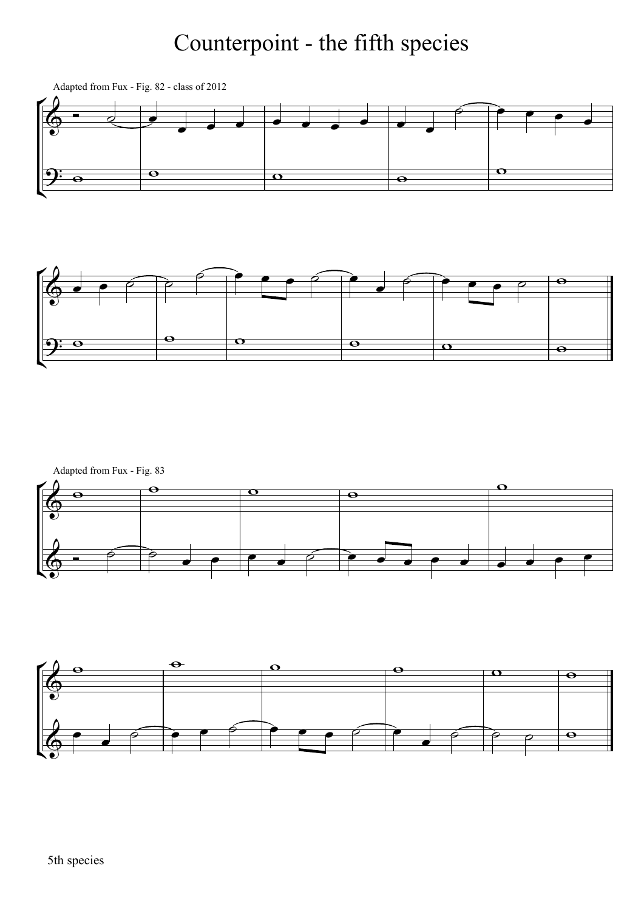# Counterpoint - the fifth species

Adapted from Fux - Fig. 82 - class of 2012

Adapted from Fux - Fig. 83

5th species